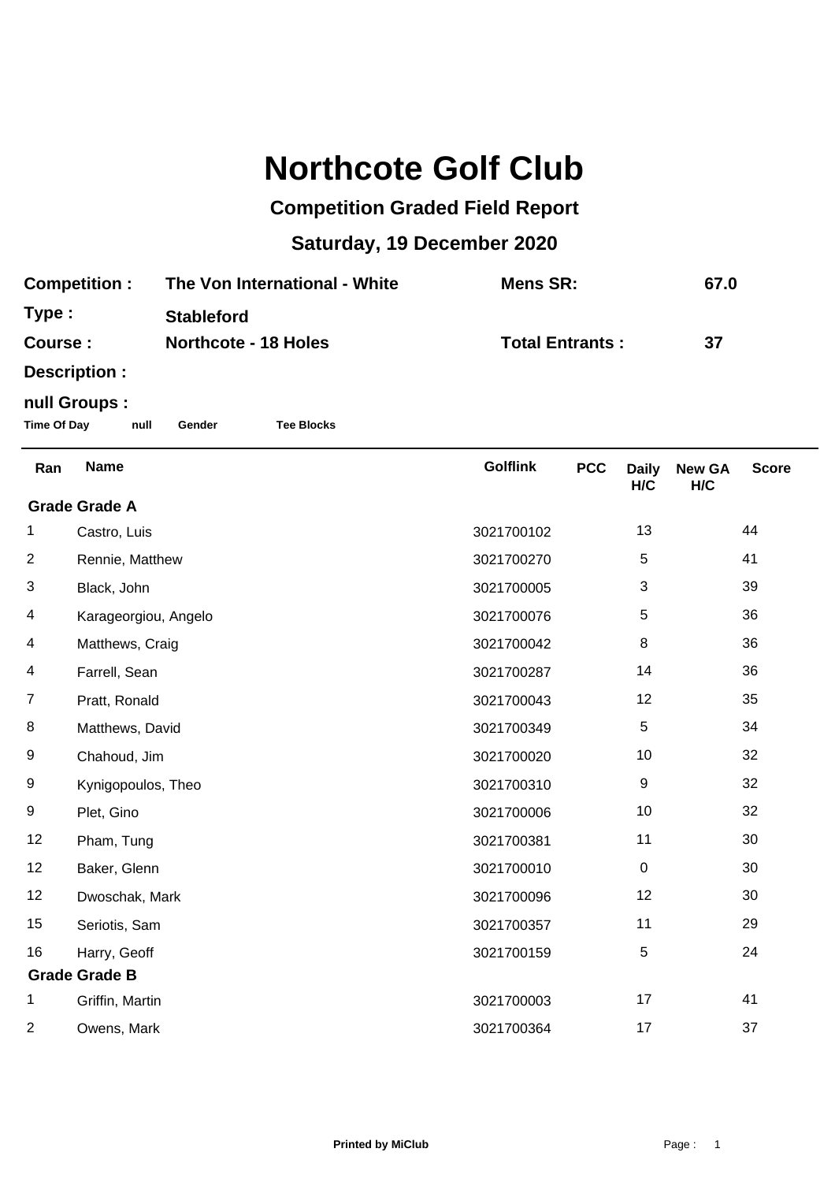# Northcote Golf Club

## Competition Graded Field Report

## Saturday, 19 December 2020

| | | | |
|---|---|---|---|
| **Competition :** | **The Von International - White** | **Mens SR:** | **67.0** |
| **Type :** | **Stableford** | | |
| **Course :** | **Northcote - 18 Holes** | **Total Entrants :** | **37** |
| **Description :** | | | |

**null Groups :**

**Time Of Day** **null** **Gender** **Tee Blocks**

| Ran | Name | Golflink | PCC | Daily H/C | New GA H/C | Score |
|---|---|---|---|---|---|---|
| **Grade Grade A** | | | | | | |
| 1 | Castro, Luis | 3021700102 | | 13 | | 44 |
| 2 | Rennie, Matthew | 3021700270 | | 5 | | 41 |
| 3 | Black, John | 3021700005 | | 3 | | 39 |
| 4 | Karageorgiou, Angelo | 3021700076 | | 5 | | 36 |
| 4 | Matthews, Craig | 3021700042 | | 8 | | 36 |
| 4 | Farrell, Sean | 3021700287 | | 14 | | 36 |
| 7 | Pratt, Ronald | 3021700043 | | 12 | | 35 |
| 8 | Matthews, David | 3021700349 | | 5 | | 34 |
| 9 | Chahoud, Jim | 3021700020 | | 10 | | 32 |
| 9 | Kynigopoulos, Theo | 3021700310 | | 9 | | 32 |
| 9 | Plet, Gino | 3021700006 | | 10 | | 32 |
| 12 | Pham, Tung | 3021700381 | | 11 | | 30 |
| 12 | Baker, Glenn | 3021700010 | | 0 | | 30 |
| 12 | Dwoschak, Mark | 3021700096 | | 12 | | 30 |
| 15 | Seriotis, Sam | 3021700357 | | 11 | | 29 |
| 16 | Harry, Geoff | 3021700159 | | 5 | | 24 |
| **Grade Grade B** | | | | | | |
| 1 | Griffin, Martin | 3021700003 | | 17 | | 41 |
| 2 | Owens, Mark | 3021700364 | | 17 | | 37 |

**Printed by MiClub**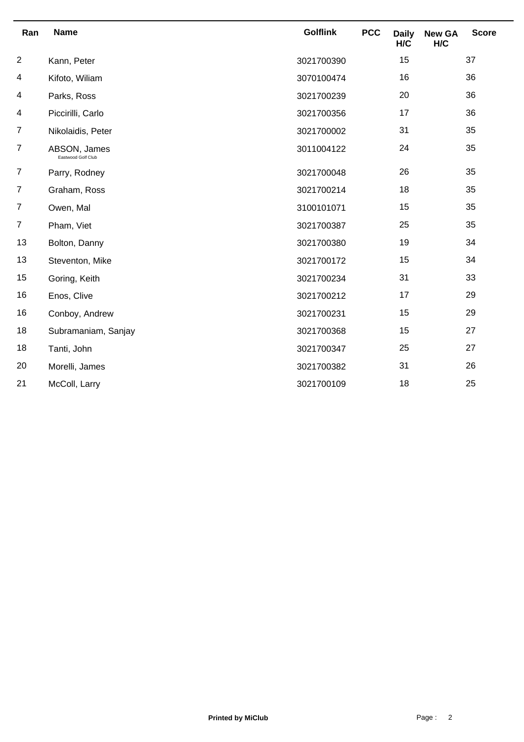| Ran | Name | Golflink | PCC | Daily H/C | New GA H/C | Score |
|---|---|---|---|---|---|---|
| 2 | Kann, Peter | 3021700390 | | 15 | | 37 |
| 4 | Kifoto, Wiliam | 3070100474 | | 16 | | 36 |
| 4 | Parks, Ross | 3021700239 | | 20 | | 36 |
| 4 | Piccirilli, Carlo | 3021700356 | | 17 | | 36 |
| 7 | Nikolaidis, Peter | 3021700002 | | 31 | | 35 |
| 7 | ABSON, James Eastwood Golf Club | 3011004122 | | 24 | | 35 |
| 7 | Parry, Rodney | 3021700048 | | 26 | | 35 |
| 7 | Graham, Ross | 3021700214 | | 18 | | 35 |
| 7 | Owen, Mal | 3100101071 | | 15 | | 35 |
| 7 | Pham, Viet | 3021700387 | | 25 | | 35 |
| 13 | Bolton, Danny | 3021700380 | | 19 | | 34 |
| 13 | Steventon, Mike | 3021700172 | | 15 | | 34 |
| 15 | Goring, Keith | 3021700234 | | 31 | | 33 |
| 16 | Enos, Clive | 3021700212 | | 17 | | 29 |
| 16 | Conboy, Andrew | 3021700231 | | 15 | | 29 |
| 18 | Subramaniam, Sanjay | 3021700368 | | 15 | | 27 |
| 18 | Tanti, John | 3021700347 | | 25 | | 27 |
| 20 | Morelli, James | 3021700382 | | 31 | | 26 |
| 21 | McColl, Larry | 3021700109 | | 18 | | 25 |

**Printed by MiClub**